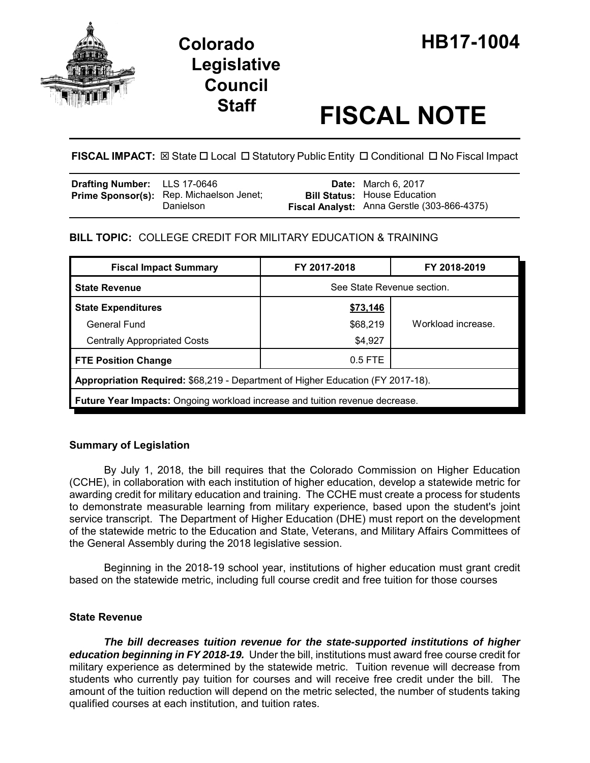# Colorado Legislative Council Staff

# HB17-1004

# FISCAL NOTE

**FISCAL IMPACT:** ☒ State ☐ Local ☐ Statutory Public Entity ☐ Conditional ☐ No Fiscal Impact

| | | | |
|---|---|---|---|
| **Drafting Number:** | LLS 17-0646 | **Date:** | March 6, 2017 |
| **Prime Sponsor(s):** | Rep. Michaelson Jenet; Danielson | **Bill Status:** | House Education |
| | | **Fiscal Analyst:** | Anna Gerstle (303-866-4375) |

**BILL TOPIC:** COLLEGE CREDIT FOR MILITARY EDUCATION & TRAINING

| Fiscal Impact Summary | FY 2017-2018 | FY 2018-2019 |
|---|---|---|
| **State Revenue** | See State Revenue section. | |
| **State Expenditures** | **$73,146** | Workload increase. |
| General Fund | $68,219 | |
| Centrally Appropriated Costs | $4,927 | |
| **FTE Position Change** | 0.5 FTE | |
| **Appropriation Required:** $68,219 - Department of Higher Education (FY 2017-18). | | |
| **Future Year Impacts:** Ongoing workload increase and tuition revenue decrease. | | |

## Summary of Legislation

By July 1, 2018, the bill requires that the Colorado Commission on Higher Education (CCHE), in collaboration with each institution of higher education, develop a statewide metric for awarding credit for military education and training. The CCHE must create a process for students to demonstrate measurable learning from military experience, based upon the student's joint service transcript. The Department of Higher Education (DHE) must report on the development of the statewide metric to the Education and State, Veterans, and Military Affairs Committees of the General Assembly during the 2018 legislative session.

Beginning in the 2018-19 school year, institutions of higher education must grant credit based on the statewide metric, including full course credit and free tuition for those courses

## State Revenue

***The bill decreases tuition revenue for the state-supported institutions of higher education beginning in FY 2018-19.*** Under the bill, institutions must award free course credit for military experience as determined by the statewide metric. Tuition revenue will decrease from students who currently pay tuition for courses and will receive free credit under the bill. The amount of the tuition reduction will depend on the metric selected, the number of students taking qualified courses at each institution, and tuition rates.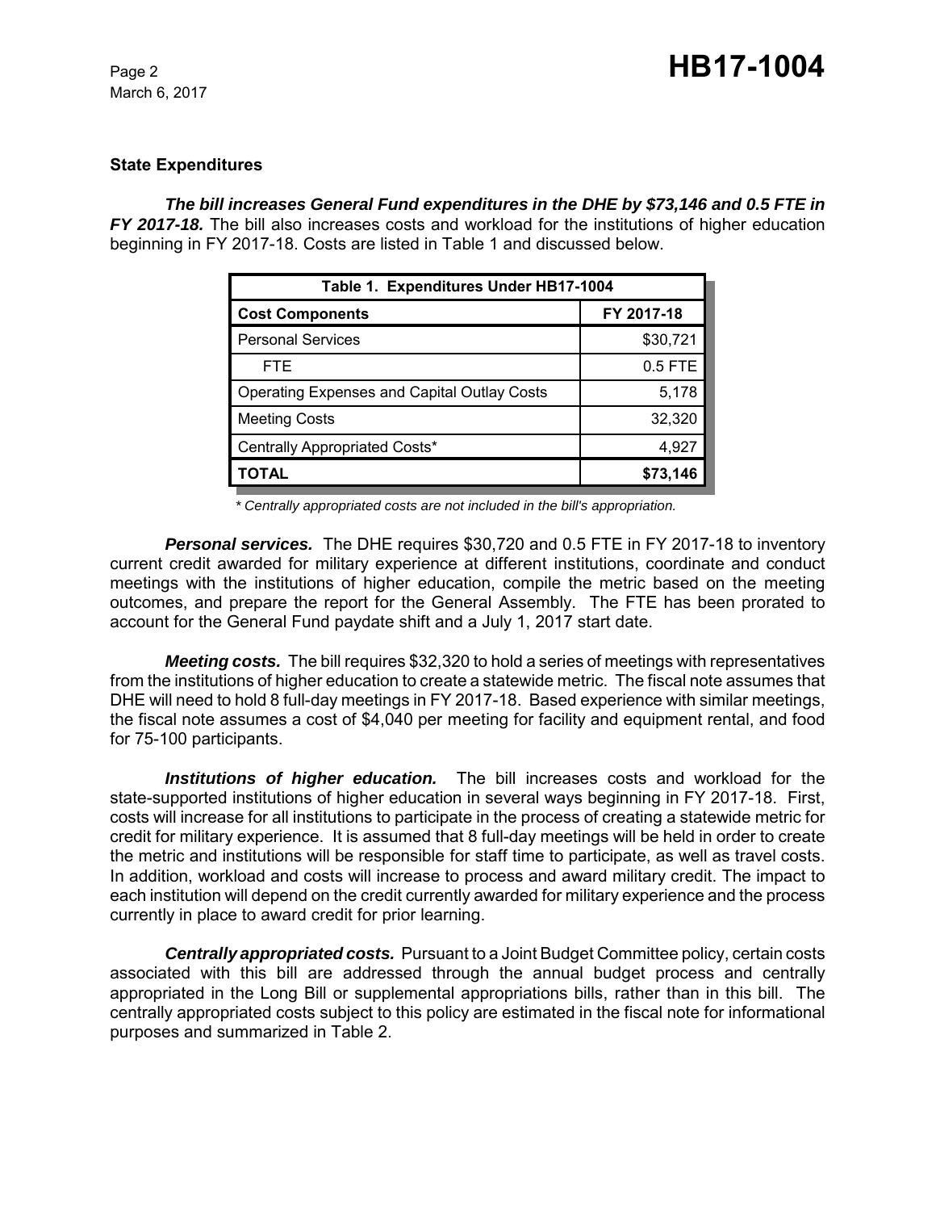### State Expenditures

***The bill increases General Fund expenditures in the DHE by $73,146 and 0.5 FTE in FY 2017-18.*** The bill also increases costs and workload for the institutions of higher education beginning in FY 2017-18. Costs are listed in Table 1 and discussed below.

| Table 1. Expenditures Under HB17-1004 | |
|---|---|
| **Cost Components** | **FY 2017-18** |
| Personal Services | $30,721 |
| FTE | 0.5 FTE |
| Operating Expenses and Capital Outlay Costs | 5,178 |
| Meeting Costs | 32,320 |
| Centrally Appropriated Costs* | 4,927 |
| **TOTAL** | **$73,146** |

*\* Centrally appropriated costs are not included in the bill's appropriation.*

***Personal services.*** The DHE requires $30,720 and 0.5 FTE in FY 2017-18 to inventory current credit awarded for military experience at different institutions, coordinate and conduct meetings with the institutions of higher education, compile the metric based on the meeting outcomes, and prepare the report for the General Assembly. The FTE has been prorated to account for the General Fund paydate shift and a July 1, 2017 start date.

***Meeting costs.*** The bill requires $32,320 to hold a series of meetings with representatives from the institutions of higher education to create a statewide metric. The fiscal note assumes that DHE will need to hold 8 full-day meetings in FY 2017-18. Based experience with similar meetings, the fiscal note assumes a cost of $4,040 per meeting for facility and equipment rental, and food for 75-100 participants.

***Institutions of higher education.*** The bill increases costs and workload for the state-supported institutions of higher education in several ways beginning in FY 2017-18. First, costs will increase for all institutions to participate in the process of creating a statewide metric for credit for military experience. It is assumed that 8 full-day meetings will be held in order to create the metric and institutions will be responsible for staff time to participate, as well as travel costs. In addition, workload and costs will increase to process and award military credit. The impact to each institution will depend on the credit currently awarded for military experience and the process currently in place to award credit for prior learning.

***Centrally appropriated costs.*** Pursuant to a Joint Budget Committee policy, certain costs associated with this bill are addressed through the annual budget process and centrally appropriated in the Long Bill or supplemental appropriations bills, rather than in this bill. The centrally appropriated costs subject to this policy are estimated in the fiscal note for informational purposes and summarized in Table 2.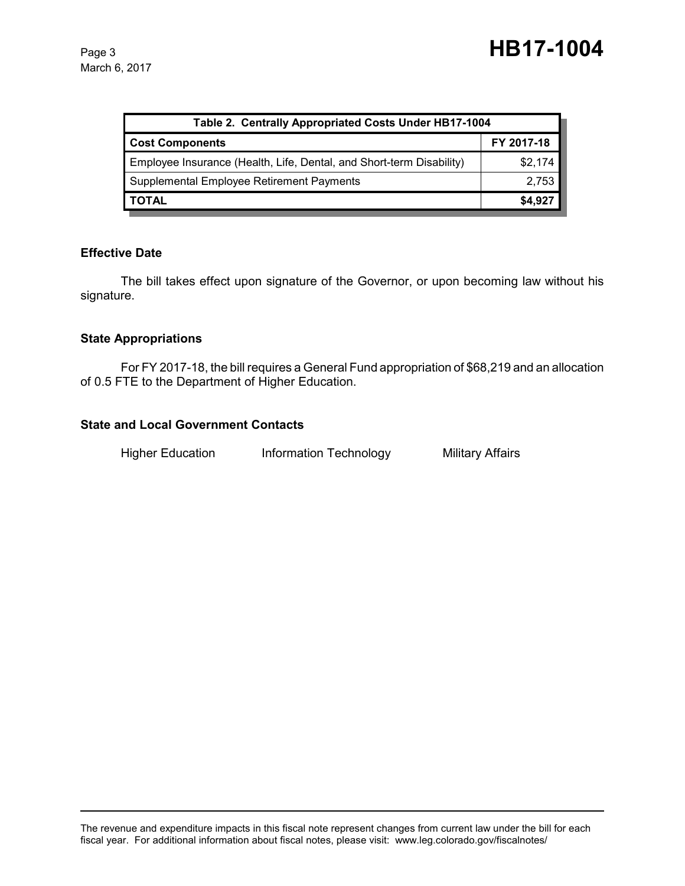| Table 2. Centrally Appropriated Costs Under HB17-1004 | |
|---|---|
| **Cost Components** | **FY 2017-18** |
| Employee Insurance (Health, Life, Dental, and Short-term Disability) | $2,174 |
| Supplemental Employee Retirement Payments | 2,753 |
| **TOTAL** | **$4,927** |

### Effective Date

The bill takes effect upon signature of the Governor, or upon becoming law without his signature.

### State Appropriations

For FY 2017-18, the bill requires a General Fund appropriation of $68,219 and an allocation of 0.5 FTE to the Department of Higher Education.

### State and Local Government Contacts

Higher Education Information Technology Military Affairs

The revenue and expenditure impacts in this fiscal note represent changes from current law under the bill for each fiscal year. For additional information about fiscal notes, please visit: www.leg.colorado.gov/fiscalnotes/